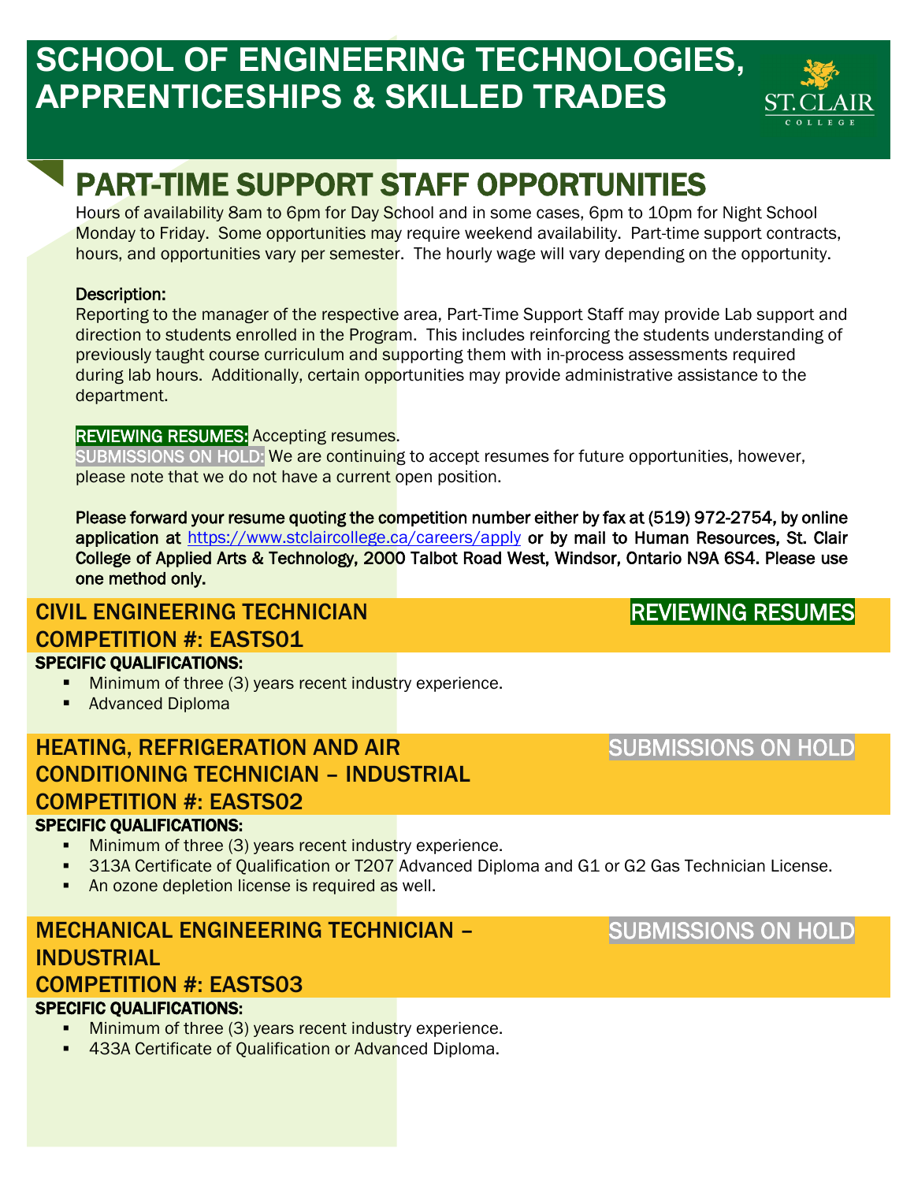# SCHOOL OF ENGINEERING TECHNOLOGIES, APPRENTICESHIPS & SKILLED TRADES

## PART-TIME SUPPORT STAFF OPPORTUNITIES

Hours of availability 8am to 6pm for Day School and in some cases, 6pm to 10pm for Night School Monday to Friday. Some opportunities may require weekend availability. Part-time support contracts, hours, and opportunities vary per semester. The hourly wage will vary depending on the opportunity.

**Description:**

Reporting to the manager of the respective area, Part-Time Support Staff may provide Lab support and direction to students enrolled in the Program. This includes reinforcing the students understanding of previously taught course curriculum and supporting them with in-process assessments required during lab hours. Additionally, certain opportunities may provide administrative assistance to the department.

**REVIEWING RESUMES:** Accepting resumes.

**SUBMISSIONS ON HOLD:** We are continuing to accept resumes for future opportunities, however, please note that we do not have a current open position.

**Please forward your resume quoting the competition number either by fax at (519) 972-2754, by online application at https://www.stclaircollege.ca/careers/apply or by mail to Human Resources, St. Clair College of Applied Arts & Technology, 2000 Talbot Road West, Windsor, Ontario N9A 6S4. Please use one method only.**

### CIVIL ENGINEERING TECHNICIAN — REVIEWING RESUMES
### COMPETITION #: EASTS01

**SPECIFIC QUALIFICATIONS:**

- Minimum of three (3) years recent industry experience.
- Advanced Diploma

### HEATING, REFRIGERATION AND AIR CONDITIONING TECHNICIAN – INDUSTRIAL — SUBMISSIONS ON HOLD
### COMPETITION #: EASTS02

**SPECIFIC QUALIFICATIONS:**

- Minimum of three (3) years recent industry experience.
- 313A Certificate of Qualification or T207 Advanced Diploma and G1 or G2 Gas Technician License.
- An ozone depletion license is required as well.

### MECHANICAL ENGINEERING TECHNICIAN – INDUSTRIAL — SUBMISSIONS ON HOLD
### COMPETITION #: EASTS03

**SPECIFIC QUALIFICATIONS:**

- Minimum of three (3) years recent industry experience.
- 433A Certificate of Qualification or Advanced Diploma.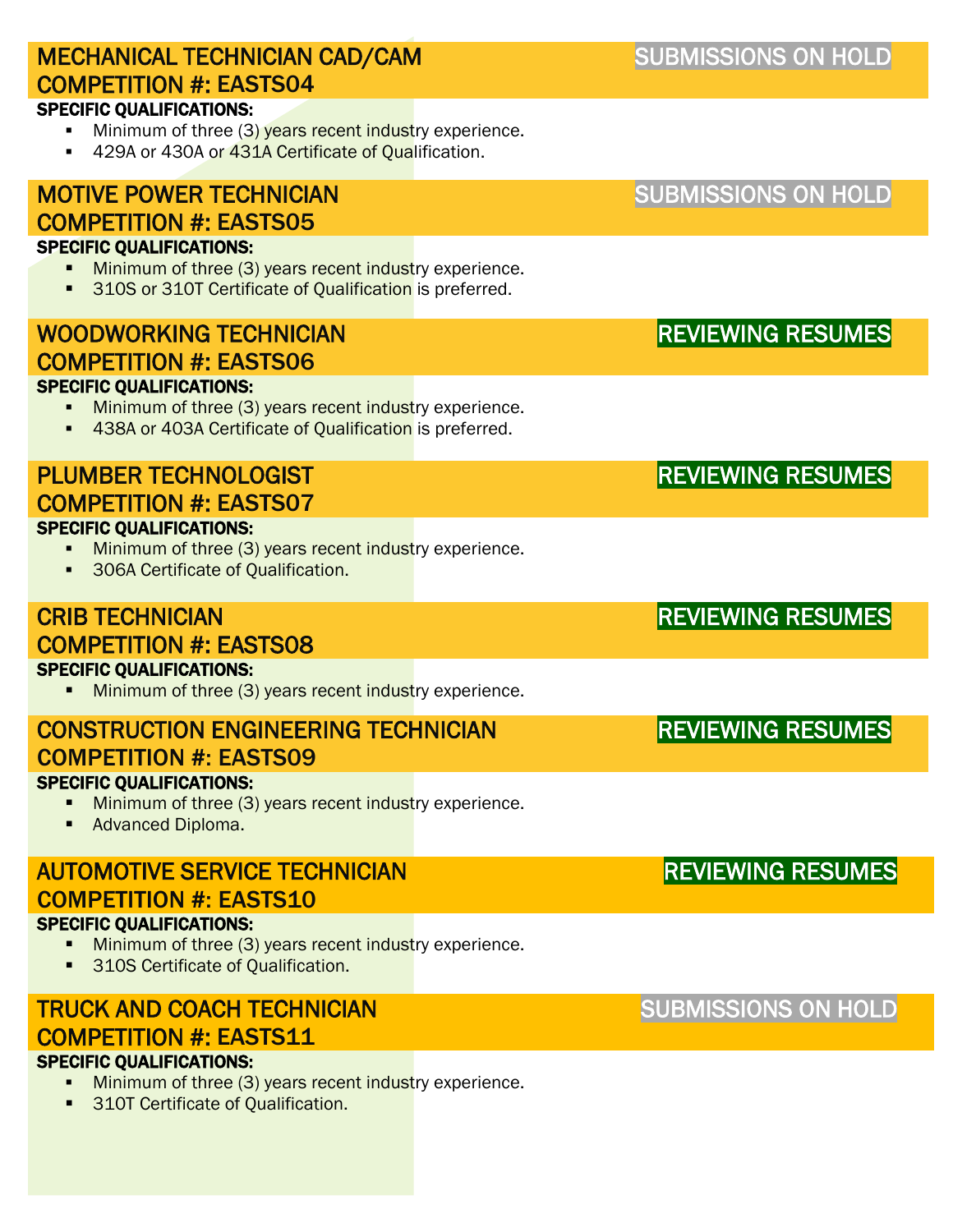## MECHANICAL TECHNICIAN CAD/CAM — SUBMISSIONS ON HOLD
## COMPETITION #: EASTS04

**SPECIFIC QUALIFICATIONS:**

- Minimum of three (3) years recent industry experience.
- 429A or 430A or 431A Certificate of Qualification.

## MOTIVE POWER TECHNICIAN — SUBMISSIONS ON HOLD
## COMPETITION #: EASTS05

**SPECIFIC QUALIFICATIONS:**

- Minimum of three (3) years recent industry experience.
- 310S or 310T Certificate of Qualification is preferred.

## WOODWORKING TECHNICIAN — REVIEWING RESUMES
## COMPETITION #: EASTS06

**SPECIFIC QUALIFICATIONS:**

- Minimum of three (3) years recent industry experience.
- 438A or 403A Certificate of Qualification is preferred.

## PLUMBER TECHNOLOGIST — REVIEWING RESUMES
## COMPETITION #: EASTS07

**SPECIFIC QUALIFICATIONS:**

- Minimum of three (3) years recent industry experience.
- 306A Certificate of Qualification.

## CRIB TECHNICIAN — REVIEWING RESUMES
## COMPETITION #: EASTS08

**SPECIFIC QUALIFICATIONS:**

- Minimum of three (3) years recent industry experience.

## CONSTRUCTION ENGINEERING TECHNICIAN — REVIEWING RESUMES
## COMPETITION #: EASTS09

**SPECIFIC QUALIFICATIONS:**

- Minimum of three (3) years recent industry experience.
- Advanced Diploma.

## AUTOMOTIVE SERVICE TECHNICIAN — REVIEWING RESUMES
## COMPETITION #: EASTS10

**SPECIFIC QUALIFICATIONS:**

- Minimum of three (3) years recent industry experience.
- 310S Certificate of Qualification.

## TRUCK AND COACH TECHNICIAN — SUBMISSIONS ON HOLD
## COMPETITION #: EASTS11

**SPECIFIC QUALIFICATIONS:**

- Minimum of three (3) years recent industry experience.
- 310T Certificate of Qualification.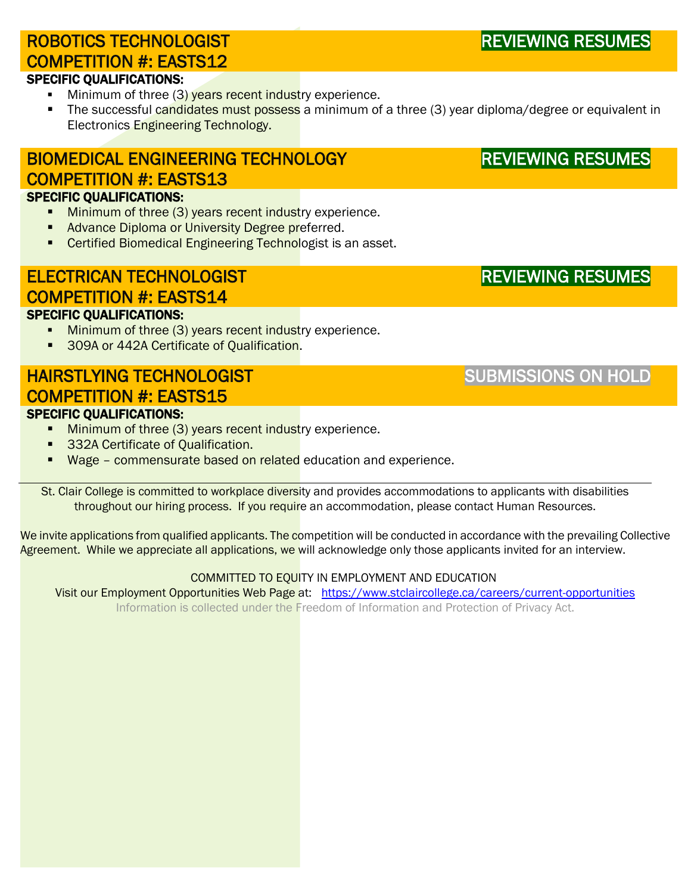## ROBOTICS TECHNOLOGIST — REVIEWING RESUMES
## COMPETITION #: EASTS12

**SPECIFIC QUALIFICATIONS:**

- Minimum of three (3) years recent industry experience.
- The successful candidates must possess a minimum of a three (3) year diploma/degree or equivalent in Electronics Engineering Technology.

## BIOMEDICAL ENGINEERING TECHNOLOGY — REVIEWING RESUMES
## COMPETITION #: EASTS13

**SPECIFIC QUALIFICATIONS:**

- Minimum of three (3) years recent industry experience.
- Advance Diploma or University Degree preferred.
- Certified Biomedical Engineering Technologist is an asset.

## ELECTRICAN TECHNOLOGIST — REVIEWING RESUMES
## COMPETITION #: EASTS14

**SPECIFIC QUALIFICATIONS:**

- Minimum of three (3) years recent industry experience.
- 309A or 442A Certificate of Qualification.

## HAIRSTLYING TECHNOLOGIST — SUBMISSIONS ON HOLD
## COMPETITION #: EASTS15

**SPECIFIC QUALIFICATIONS:**

- Minimum of three (3) years recent industry experience.
- 332A Certificate of Qualification.
- Wage – commensurate based on related education and experience.

---

St. Clair College is committed to workplace diversity and provides accommodations to applicants with disabilities throughout our hiring process. If you require an accommodation, please contact Human Resources.

We invite applications from qualified applicants. The competition will be conducted in accordance with the prevailing Collective Agreement. While we appreciate all applications, we will acknowledge only those applicants invited for an interview.

COMMITTED TO EQUITY IN EMPLOYMENT AND EDUCATION

Visit our Employment Opportunities Web Page at: https://www.stclaircollege.ca/careers/current-opportunities

Information is collected under the Freedom of Information and Protection of Privacy Act.